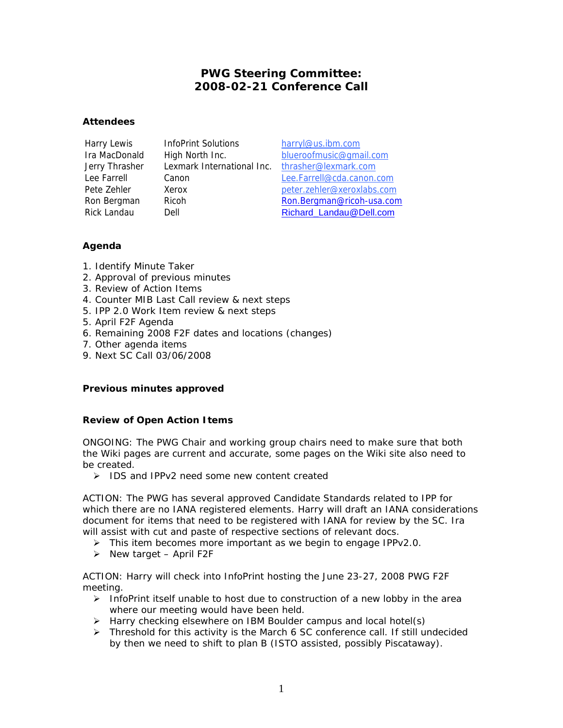# PWG Steering Committee: 2008-02-21 Conference Call

### Attendees

| | | |
|---|---|---|
| Harry Lewis | InfoPrint Solutions | harryl@us.ibm.com |
| Ira MacDonald | High North Inc. | blueroofmusic@gmail.com |
| Jerry Thrasher | Lexmark International Inc. | thrasher@lexmark.com |
| Lee Farrell | Canon | Lee.Farrell@cda.canon.com |
| Pete Zehler | Xerox | peter.zehler@xeroxlabs.com |
| Ron Bergman | Ricoh | Ron.Bergman@ricoh-usa.com |
| Rick Landau | Dell | Richard_Landau@Dell.com |

### Agenda

1. Identify Minute Taker
2. Approval of previous minutes
3. Review of Action Items
4. Counter MIB Last Call review & next steps
5. IPP 2.0 Work Item review & next steps
5. April F2F Agenda
6. Remaining 2008 F2F dates and locations (changes)
7. Other agenda items
9. Next SC Call 03/06/2008

### Previous minutes approved

### Review of Open Action Items

ONGOING: The PWG Chair and working group chairs need to make sure that both the Wiki pages are current and accurate, some pages on the Wiki site also need to be created.

- IDS and IPPv2 need some new content created

ACTION: The PWG has several approved Candidate Standards related to IPP for which there are no IANA registered elements. Harry will draft an IANA considerations document for items that need to be registered with IANA for review by the SC. Ira will assist with cut and paste of respective sections of relevant docs.

- This item becomes more important as we begin to engage IPPv2.0.
- New target – April F2F

ACTION: Harry will check into InfoPrint hosting the June 23-27, 2008 PWG F2F meeting.

- InfoPrint itself unable to host due to construction of a new lobby in the area where our meeting would have been held.
- Harry checking elsewhere on IBM Boulder campus and local hotel(s)
- Threshold for this activity is the March 6 SC conference call. If still undecided by then we need to shift to plan B (ISTO assisted, possibly Piscataway).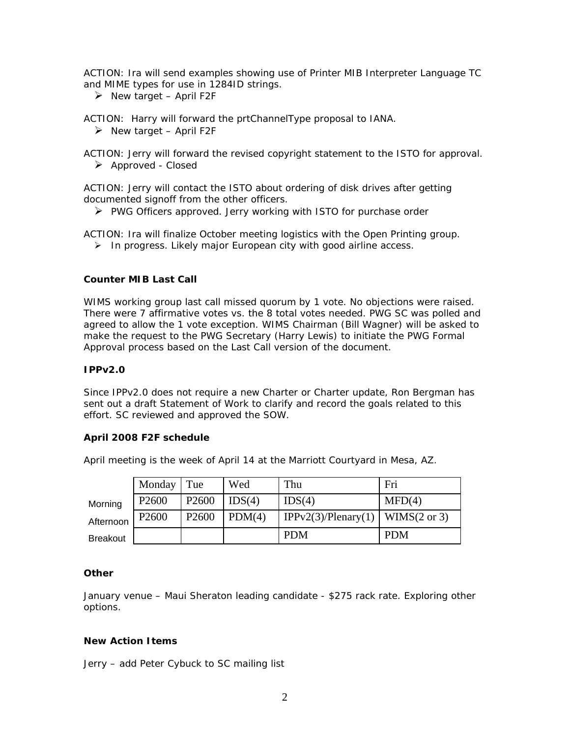ACTION: Ira will send examples showing use of Printer MIB Interpreter Language TC and MIME types for use in 1284ID strings.

- New target – April F2F

ACTION: Harry will forward the prtChannelType proposal to IANA.

- New target – April F2F

ACTION: Jerry will forward the revised copyright statement to the ISTO for approval.

- Approved - Closed

ACTION: Jerry will contact the ISTO about ordering of disk drives after getting documented signoff from the other officers.

- PWG Officers approved. Jerry working with ISTO for purchase order

ACTION: Ira will finalize October meeting logistics with the Open Printing group.

- In progress. Likely major European city with good airline access.

**Counter MIB Last Call**

WIMS working group last call missed quorum by 1 vote. No objections were raised. There were 7 affirmative votes vs. the 8 total votes needed. PWG SC was polled and agreed to allow the 1 vote exception. WIMS Chairman (Bill Wagner) will be asked to make the request to the PWG Secretary (Harry Lewis) to initiate the PWG Formal Approval process based on the Last Call version of the document.

**IPPv2.0**

Since IPPv2.0 does not require a new Charter or Charter update, Ron Bergman has sent out a draft Statement of Work to clarify and record the goals related to this effort. SC reviewed and approved the SOW.

**April 2008 F2F schedule**

April meeting is the week of April 14 at the Marriott Courtyard in Mesa, AZ.

| | Monday | Tue | Wed | Thu | Fri |
|---|---|---|---|---|---|
| Morning | P2600 | P2600 | IDS(4) | IDS(4) | MFD(4) |
| Afternoon | P2600 | P2600 | PDM(4) | IPPv2(3)/Plenary(1) | WIMS(2 or 3) |
| Breakout | | | | PDM | PDM |

**Other**

January venue – Maui Sheraton leading candidate - $275 rack rate. Exploring other options.

**New Action Items**

Jerry – add Peter Cybuck to SC mailing list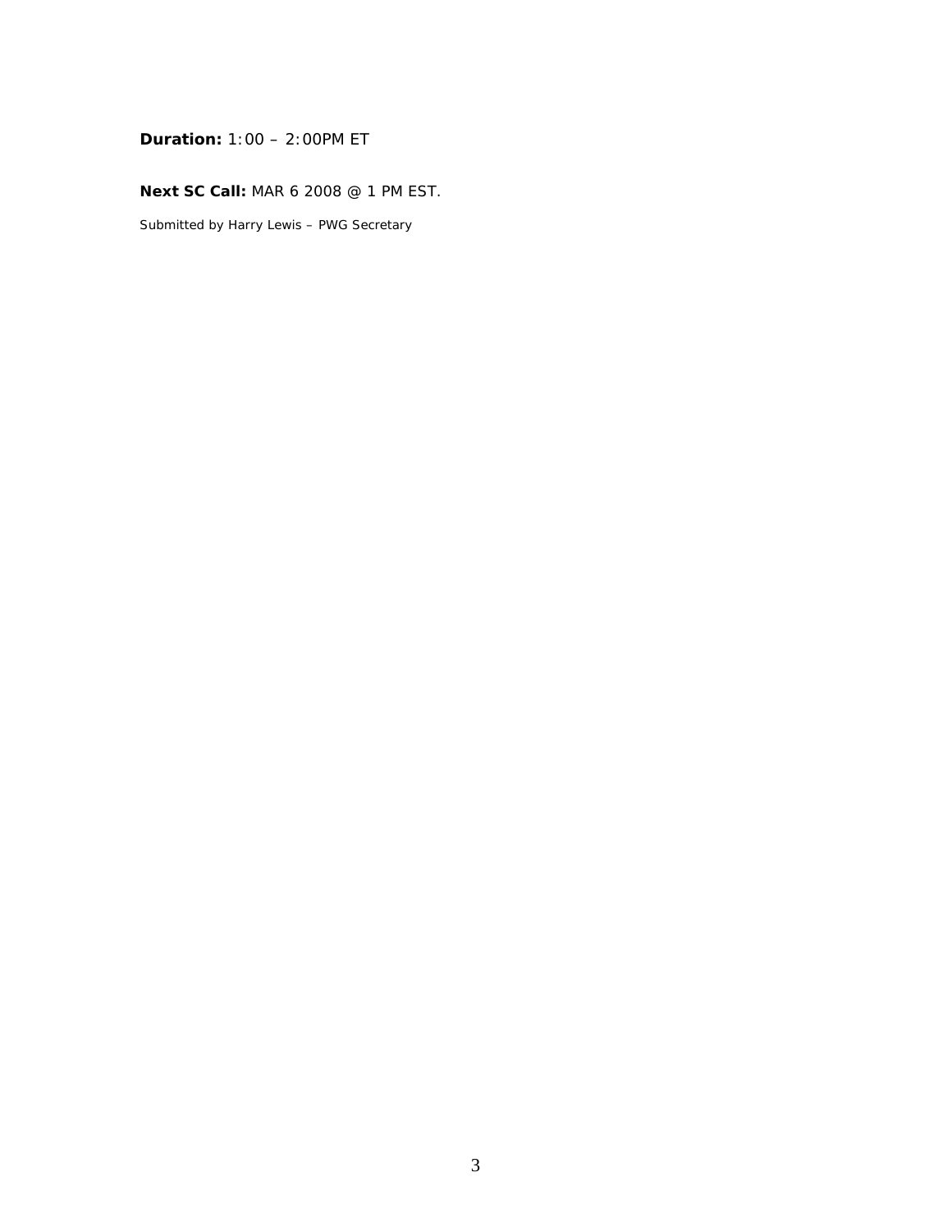**Duration:** 1:00 – 2:00PM ET

**Next SC Call:** MAR 6 2008 @ 1 PM EST.

Submitted by Harry Lewis – PWG Secretary